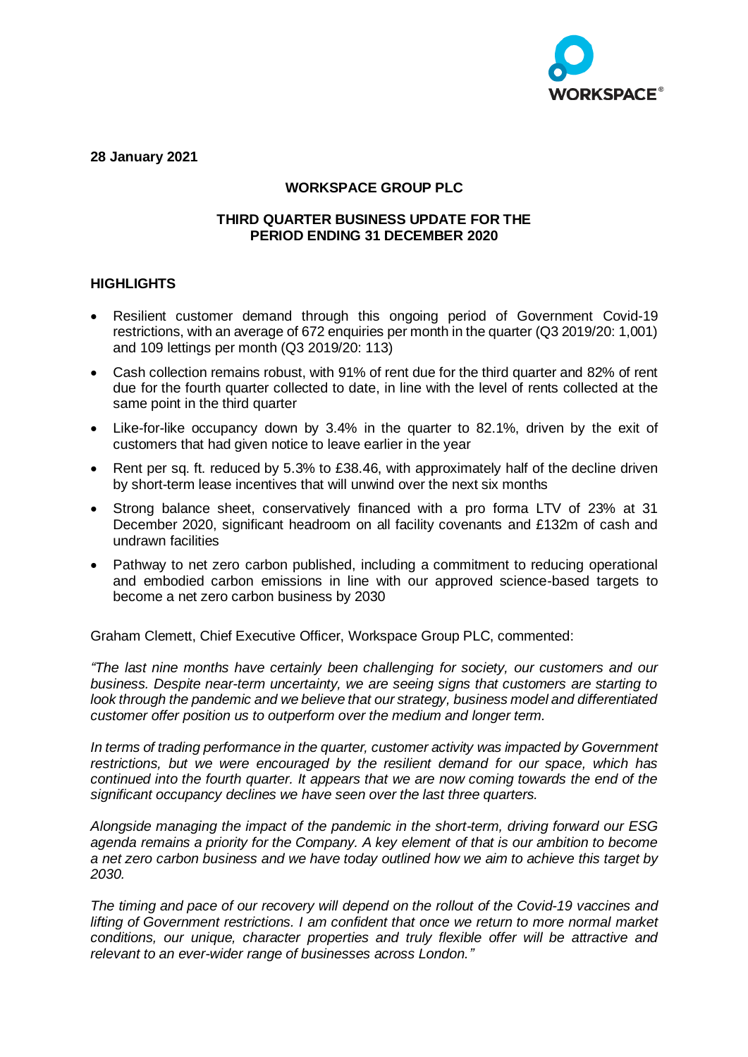**28 January 2021**

# WORKSPACE GROUP PLC

## THIRD QUARTER BUSINESS UPDATE FOR THE PERIOD ENDING 31 DECEMBER 2020

## HIGHLIGHTS

- Resilient customer demand through this ongoing period of Government Covid-19 restrictions, with an average of 672 enquiries per month in the quarter (Q3 2019/20: 1,001) and 109 lettings per month (Q3 2019/20: 113)
- Cash collection remains robust, with 91% of rent due for the third quarter and 82% of rent due for the fourth quarter collected to date, in line with the level of rents collected at the same point in the third quarter
- Like-for-like occupancy down by 3.4% in the quarter to 82.1%, driven by the exit of customers that had given notice to leave earlier in the year
- Rent per sq. ft. reduced by 5.3% to £38.46, with approximately half of the decline driven by short-term lease incentives that will unwind over the next six months
- Strong balance sheet, conservatively financed with a pro forma LTV of 23% at 31 December 2020, significant headroom on all facility covenants and £132m of cash and undrawn facilities
- Pathway to net zero carbon published, including a commitment to reducing operational and embodied carbon emissions in line with our approved science-based targets to become a net zero carbon business by 2030

Graham Clemett, Chief Executive Officer, Workspace Group PLC, commented:

*"The last nine months have certainly been challenging for society, our customers and our business. Despite near-term uncertainty, we are seeing signs that customers are starting to look through the pandemic and we believe that our strategy, business model and differentiated customer offer position us to outperform over the medium and longer term.*

*In terms of trading performance in the quarter, customer activity was impacted by Government restrictions, but we were encouraged by the resilient demand for our space, which has continued into the fourth quarter. It appears that we are now coming towards the end of the significant occupancy declines we have seen over the last three quarters.*

*Alongside managing the impact of the pandemic in the short-term, driving forward our ESG agenda remains a priority for the Company. A key element of that is our ambition to become a net zero carbon business and we have today outlined how we aim to achieve this target by 2030.*

*The timing and pace of our recovery will depend on the rollout of the Covid-19 vaccines and lifting of Government restrictions. I am confident that once we return to more normal market conditions, our unique, character properties and truly flexible offer will be attractive and relevant to an ever-wider range of businesses across London."*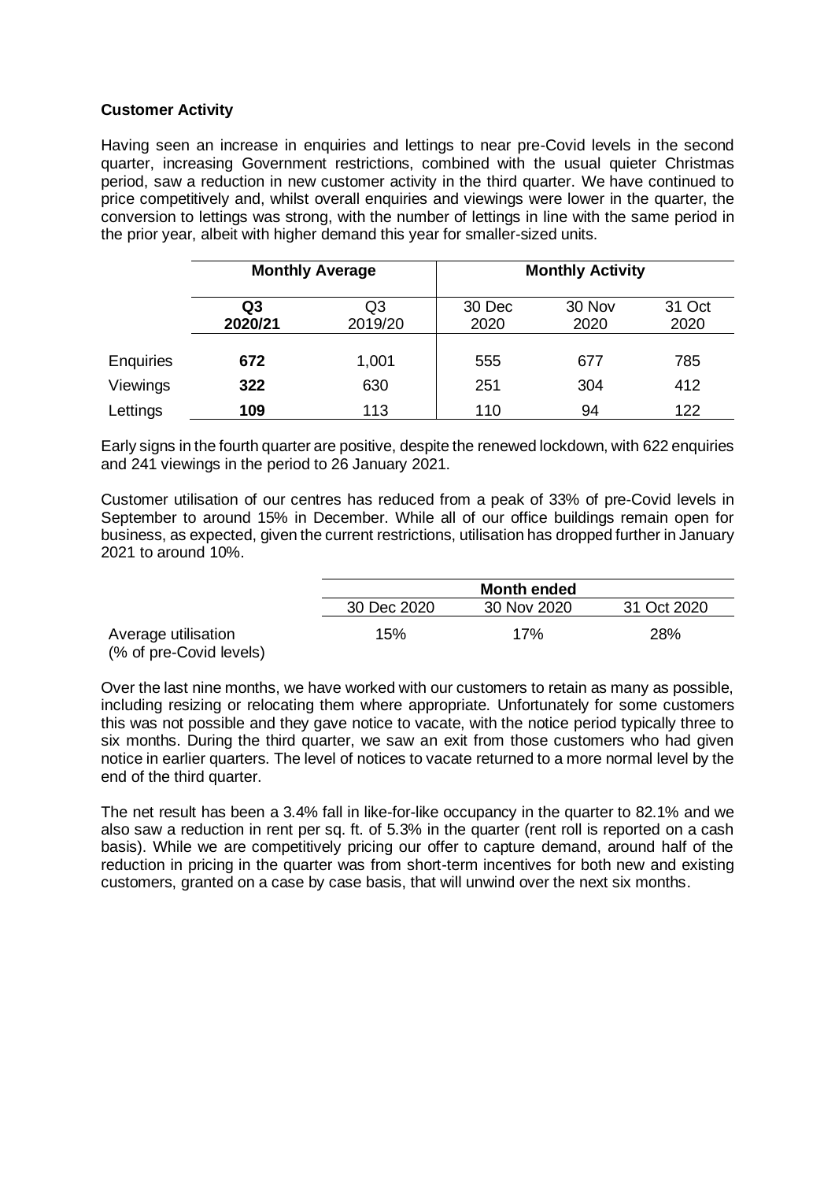**Customer Activity**

Having seen an increase in enquiries and lettings to near pre-Covid levels in the second quarter, increasing Government restrictions, combined with the usual quieter Christmas period, saw a reduction in new customer activity in the third quarter. We have continued to price competitively and, whilst overall enquiries and viewings were lower in the quarter, the conversion to lettings was strong, with the number of lettings in line with the same period in the prior year, albeit with higher demand this year for smaller-sized units.

| | Monthly Average | | Monthly Activity | | |
|---|---|---|---|---|---|
| | **Q3 2020/21** | Q3 2019/20 | 30 Dec 2020 | 30 Nov 2020 | 31 Oct 2020 |
| Enquiries | **672** | 1,001 | 555 | 677 | 785 |
| Viewings | **322** | 630 | 251 | 304 | 412 |
| Lettings | **109** | 113 | 110 | 94 | 122 |

Early signs in the fourth quarter are positive, despite the renewed lockdown, with 622 enquiries and 241 viewings in the period to 26 January 2021.

Customer utilisation of our centres has reduced from a peak of 33% of pre-Covid levels in September to around 15% in December. While all of our office buildings remain open for business, as expected, given the current restrictions, utilisation has dropped further in January 2021 to around 10%.

| | Month ended | | |
|---|---|---|---|
| | 30 Dec 2020 | 30 Nov 2020 | 31 Oct 2020 |
| Average utilisation (% of pre-Covid levels) | 15% | 17% | 28% |

Over the last nine months, we have worked with our customers to retain as many as possible, including resizing or relocating them where appropriate. Unfortunately for some customers this was not possible and they gave notice to vacate, with the notice period typically three to six months. During the third quarter, we saw an exit from those customers who had given notice in earlier quarters. The level of notices to vacate returned to a more normal level by the end of the third quarter.

The net result has been a 3.4% fall in like-for-like occupancy in the quarter to 82.1% and we also saw a reduction in rent per sq. ft. of 5.3% in the quarter (rent roll is reported on a cash basis). While we are competitively pricing our offer to capture demand, around half of the reduction in pricing in the quarter was from short-term incentives for both new and existing customers, granted on a case by case basis, that will unwind over the next six months.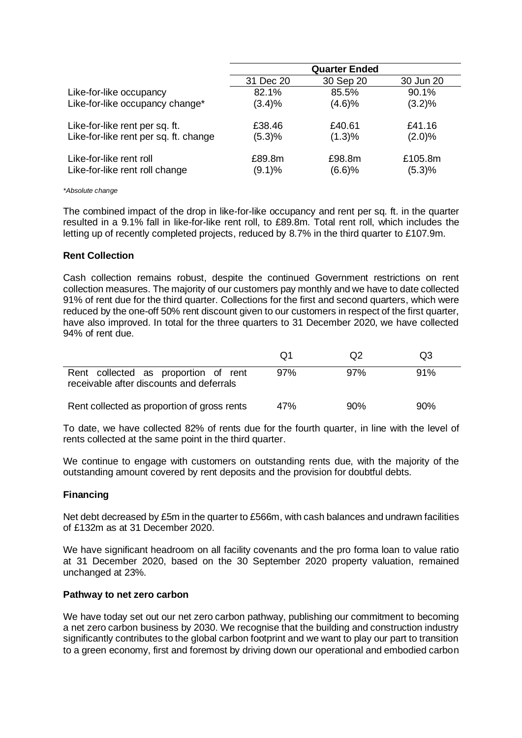| | Quarter Ended | | |
|---|---|---|---|
| | 31 Dec 20 | 30 Sep 20 | 30 Jun 20 |
| Like-for-like occupancy | 82.1% | 85.5% | 90.1% |
| Like-for-like occupancy change* | (3.4)% | (4.6)% | (3.2)% |
| Like-for-like rent per sq. ft. | £38.46 | £40.61 | £41.16 |
| Like-for-like rent per sq. ft. change | (5.3)% | (1.3)% | (2.0)% |
| Like-for-like rent roll | £89.8m | £98.8m | £105.8m |
| Like-for-like rent roll change | (9.1)% | (6.6)% | (5.3)% |

*Absolute change*

The combined impact of the drop in like-for-like occupancy and rent per sq. ft. in the quarter resulted in a 9.1% fall in like-for-like rent roll, to £89.8m. Total rent roll, which includes the letting up of recently completed projects, reduced by 8.7% in the third quarter to £107.9m.

**Rent Collection**

Cash collection remains robust, despite the continued Government restrictions on rent collection measures. The majority of our customers pay monthly and we have to date collected 91% of rent due for the third quarter. Collections for the first and second quarters, which were reduced by the one-off 50% rent discount given to our customers in respect of the first quarter, have also improved. In total for the three quarters to 31 December 2020, we have collected 94% of rent due.

| | Q1 | Q2 | Q3 |
|---|---|---|---|
| Rent collected as proportion of rent receivable after discounts and deferrals | 97% | 97% | 91% |
| Rent collected as proportion of gross rents | 47% | 90% | 90% |

To date, we have collected 82% of rents due for the fourth quarter, in line with the level of rents collected at the same point in the third quarter.

We continue to engage with customers on outstanding rents due, with the majority of the outstanding amount covered by rent deposits and the provision for doubtful debts.

**Financing**

Net debt decreased by £5m in the quarter to £566m, with cash balances and undrawn facilities of £132m as at 31 December 2020.

We have significant headroom on all facility covenants and the pro forma loan to value ratio at 31 December 2020, based on the 30 September 2020 property valuation, remained unchanged at 23%.

**Pathway to net zero carbon**

We have today set out our net zero carbon pathway, publishing our commitment to becoming a net zero carbon business by 2030. We recognise that the building and construction industry significantly contributes to the global carbon footprint and we want to play our part to transition to a green economy, first and foremost by driving down our operational and embodied carbon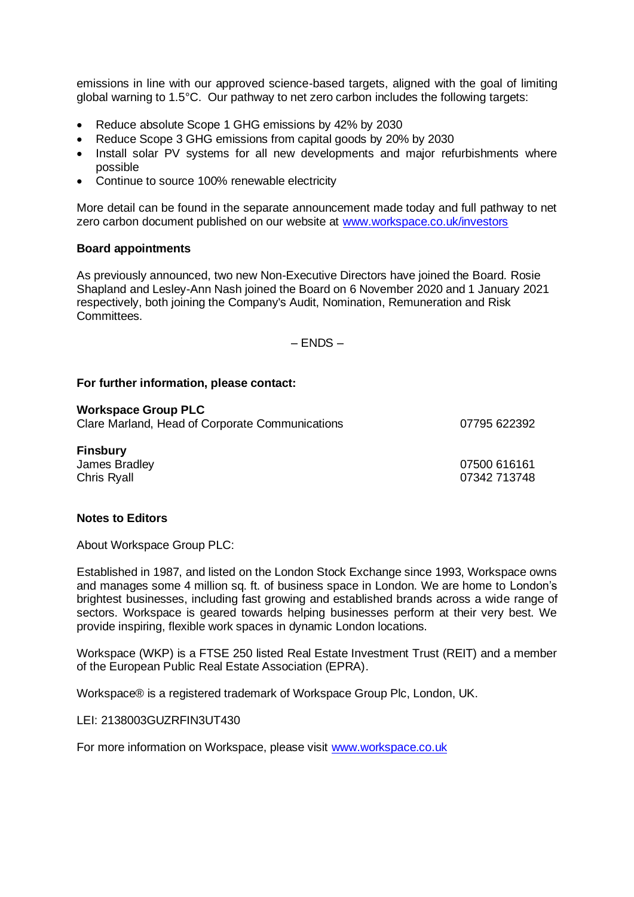emissions in line with our approved science-based targets, aligned with the goal of limiting global warning to 1.5°C. Our pathway to net zero carbon includes the following targets:

- Reduce absolute Scope 1 GHG emissions by 42% by 2030
- Reduce Scope 3 GHG emissions from capital goods by 20% by 2030
- Install solar PV systems for all new developments and major refurbishments where possible
- Continue to source 100% renewable electricity

More detail can be found in the separate announcement made today and full pathway to net zero carbon document published on our website at [www.workspace.co.uk/investors](www.workspace.co.uk/investors)

**Board appointments**

As previously announced, two new Non-Executive Directors have joined the Board. Rosie Shapland and Lesley-Ann Nash joined the Board on 6 November 2020 and 1 January 2021 respectively, both joining the Company's Audit, Nomination, Remuneration and Risk Committees.

– ENDS –

**For further information, please contact:**

| | |
|---|---|
| **Workspace Group PLC** | |
| Clare Marland, Head of Corporate Communications | 07795 622392 |
| **Finsbury** | |
| James Bradley | 07500 616161 |
| Chris Ryall | 07342 713748 |

**Notes to Editors**

About Workspace Group PLC:

Established in 1987, and listed on the London Stock Exchange since 1993, Workspace owns and manages some 4 million sq. ft. of business space in London. We are home to London's brightest businesses, including fast growing and established brands across a wide range of sectors. Workspace is geared towards helping businesses perform at their very best. We provide inspiring, flexible work spaces in dynamic London locations.

Workspace (WKP) is a FTSE 250 listed Real Estate Investment Trust (REIT) and a member of the European Public Real Estate Association (EPRA).

Workspace® is a registered trademark of Workspace Group Plc, London, UK.

LEI: 2138003GUZRFIN3UT430

For more information on Workspace, please visit [www.workspace.co.uk](www.workspace.co.uk)